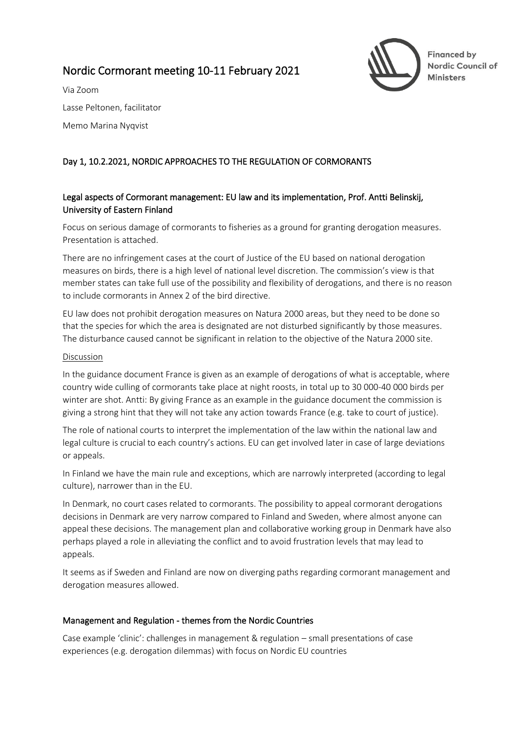# Nordic Cormorant meeting 10-11 February 2021

Financed by Nordic Council of Ministers

Via Zoom

Lasse Peltonen, facilitator

Memo Marina Nyqvist

## Day 1, 10.2.2021, NORDIC APPROACHES TO THE REGULATION OF CORMORANTS

### Legal aspects of Cormorant management: EU law and its implementation, Prof. Antti Belinskij, University of Eastern Finland

Focus on serious damage of cormorants to fisheries as a ground for granting derogation measures. Presentation is attached.

There are no infringement cases at the court of Justice of the EU based on national derogation measures on birds, there is a high level of national level discretion. The commission's view is that member states can take full use of the possibility and flexibility of derogations, and there is no reason to include cormorants in Annex 2 of the bird directive.

EU law does not prohibit derogation measures on Natura 2000 areas, but they need to be done so that the species for which the area is designated are not disturbed significantly by those measures. The disturbance caused cannot be significant in relation to the objective of the Natura 2000 site.

Discussion

In the guidance document France is given as an example of derogations of what is acceptable, where country wide culling of cormorants take place at night roosts, in total up to 30 000-40 000 birds per winter are shot. Antti: By giving France as an example in the guidance document the commission is giving a strong hint that they will not take any action towards France (e.g. take to court of justice).

The role of national courts to interpret the implementation of the law within the national law and legal culture is crucial to each country's actions. EU can get involved later in case of large deviations or appeals.

In Finland we have the main rule and exceptions, which are narrowly interpreted (according to legal culture), narrower than in the EU.

In Denmark, no court cases related to cormorants. The possibility to appeal cormorant derogations decisions in Denmark are very narrow compared to Finland and Sweden, where almost anyone can appeal these decisions. The management plan and collaborative working group in Denmark have also perhaps played a role in alleviating the conflict and to avoid frustration levels that may lead to appeals.

It seems as if Sweden and Finland are now on diverging paths regarding cormorant management and derogation measures allowed.

### Management and Regulation - themes from the Nordic Countries

Case example 'clinic': challenges in management & regulation – small presentations of case experiences (e.g. derogation dilemmas) with focus on Nordic EU countries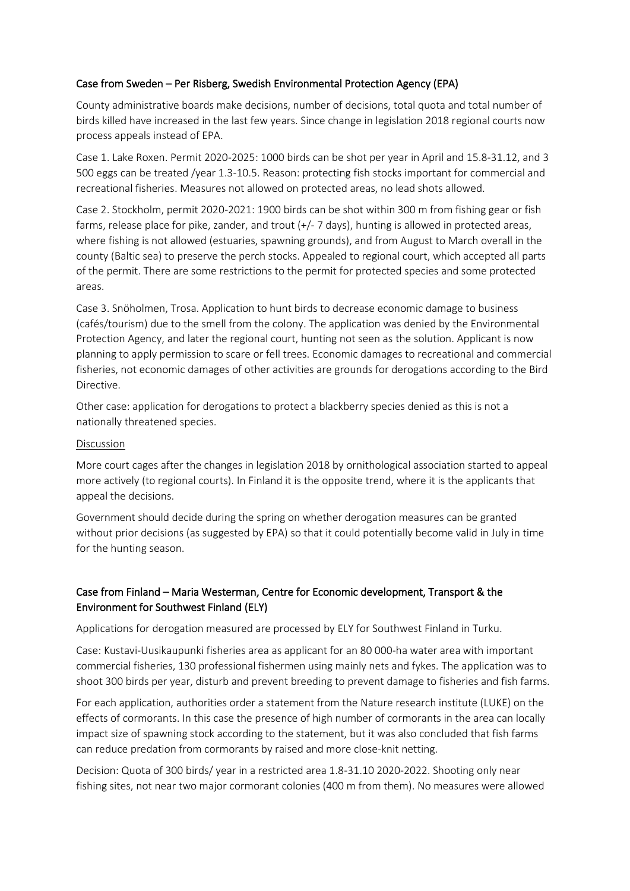## Case from Sweden – Per Risberg, Swedish Environmental Protection Agency (EPA)

County administrative boards make decisions, number of decisions, total quota and total number of birds killed have increased in the last few years. Since change in legislation 2018 regional courts now process appeals instead of EPA.

Case 1. Lake Roxen. Permit 2020-2025: 1000 birds can be shot per year in April and 15.8-31.12, and 3 500 eggs can be treated /year 1.3-10.5. Reason: protecting fish stocks important for commercial and recreational fisheries. Measures not allowed on protected areas, no lead shots allowed.

Case 2. Stockholm, permit 2020-2021: 1900 birds can be shot within 300 m from fishing gear or fish farms, release place for pike, zander, and trout (+/- 7 days), hunting is allowed in protected areas, where fishing is not allowed (estuaries, spawning grounds), and from August to March overall in the county (Baltic sea) to preserve the perch stocks. Appealed to regional court, which accepted all parts of the permit. There are some restrictions to the permit for protected species and some protected areas.

Case 3. Snöholmen, Trosa. Application to hunt birds to decrease economic damage to business (cafés/tourism) due to the smell from the colony. The application was denied by the Environmental Protection Agency, and later the regional court, hunting not seen as the solution. Applicant is now planning to apply permission to scare or fell trees. Economic damages to recreational and commercial fisheries, not economic damages of other activities are grounds for derogations according to the Bird Directive.

Other case: application for derogations to protect a blackberry species denied as this is not a nationally threatened species.

Discussion

More court cages after the changes in legislation 2018 by ornithological association started to appeal more actively (to regional courts). In Finland it is the opposite trend, where it is the applicants that appeal the decisions.

Government should decide during the spring on whether derogation measures can be granted without prior decisions (as suggested by EPA) so that it could potentially become valid in July in time for the hunting season.

## Case from Finland – Maria Westerman, Centre for Economic development, Transport & the Environment for Southwest Finland (ELY)

Applications for derogation measured are processed by ELY for Southwest Finland in Turku.

Case: Kustavi-Uusikaupunki fisheries area as applicant for an 80 000-ha water area with important commercial fisheries, 130 professional fishermen using mainly nets and fykes. The application was to shoot 300 birds per year, disturb and prevent breeding to prevent damage to fisheries and fish farms.

For each application, authorities order a statement from the Nature research institute (LUKE) on the effects of cormorants. In this case the presence of high number of cormorants in the area can locally impact size of spawning stock according to the statement, but it was also concluded that fish farms can reduce predation from cormorants by raised and more close-knit netting.

Decision: Quota of 300 birds/ year in a restricted area 1.8-31.10 2020-2022. Shooting only near fishing sites, not near two major cormorant colonies (400 m from them). No measures were allowed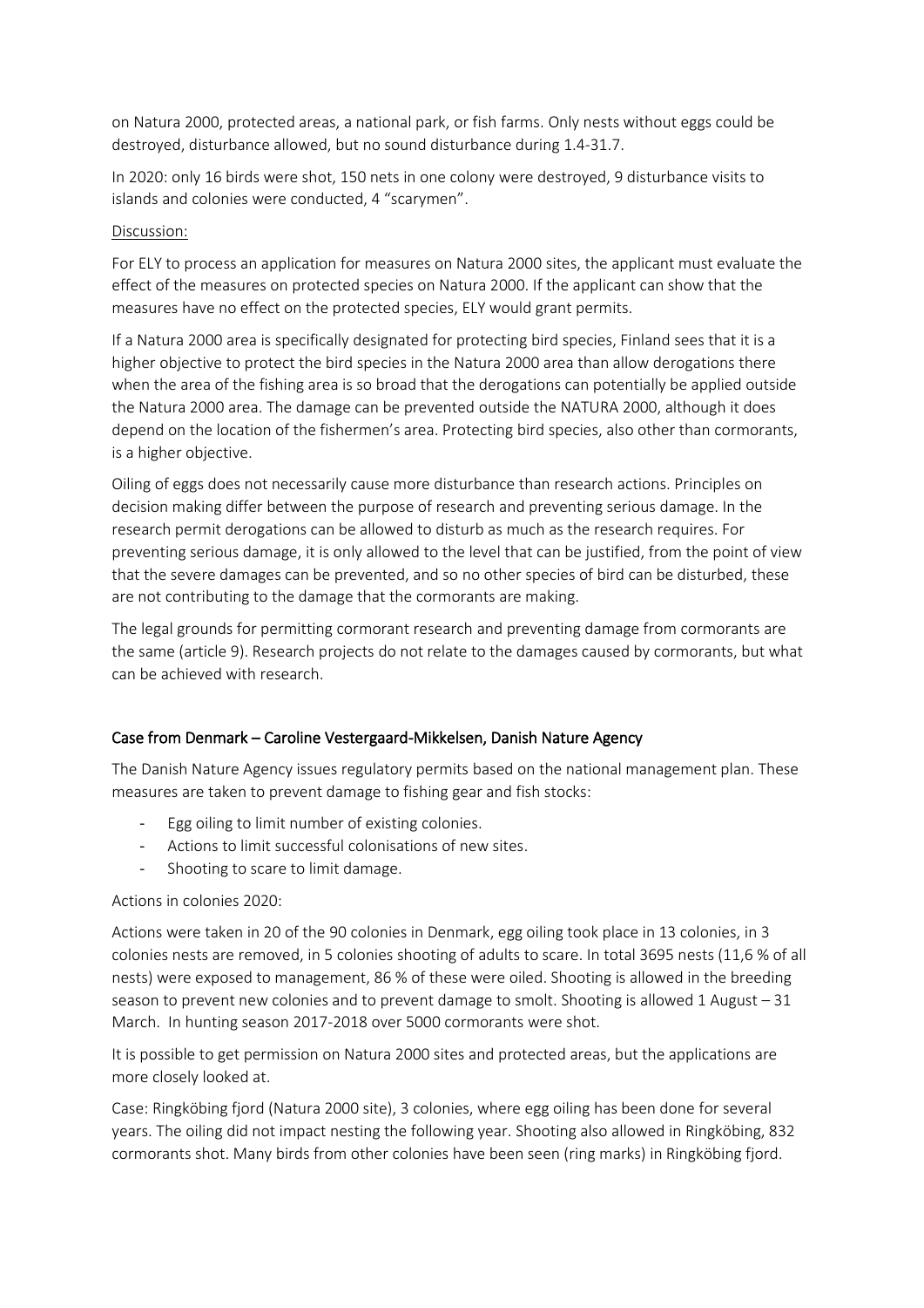on Natura 2000, protected areas, a national park, or fish farms. Only nests without eggs could be destroyed, disturbance allowed, but no sound disturbance during 1.4-31.7.

In 2020: only 16 birds were shot, 150 nets in one colony were destroyed, 9 disturbance visits to islands and colonies were conducted, 4 "scarymen".

<u>Discussion:</u>

For ELY to process an application for measures on Natura 2000 sites, the applicant must evaluate the effect of the measures on protected species on Natura 2000. If the applicant can show that the measures have no effect on the protected species, ELY would grant permits.

If a Natura 2000 area is specifically designated for protecting bird species, Finland sees that it is a higher objective to protect the bird species in the Natura 2000 area than allow derogations there when the area of the fishing area is so broad that the derogations can potentially be applied outside the Natura 2000 area. The damage can be prevented outside the NATURA 2000, although it does depend on the location of the fishermen's area. Protecting bird species, also other than cormorants, is a higher objective.

Oiling of eggs does not necessarily cause more disturbance than research actions. Principles on decision making differ between the purpose of research and preventing serious damage. In the research permit derogations can be allowed to disturb as much as the research requires. For preventing serious damage, it is only allowed to the level that can be justified, from the point of view that the severe damages can be prevented, and so no other species of bird can be disturbed, these are not contributing to the damage that the cormorants are making.

The legal grounds for permitting cormorant research and preventing damage from cormorants are the same (article 9). Research projects do not relate to the damages caused by cormorants, but what can be achieved with research.

## Case from Denmark – Caroline Vestergaard-Mikkelsen, Danish Nature Agency

The Danish Nature Agency issues regulatory permits based on the national management plan. These measures are taken to prevent damage to fishing gear and fish stocks:

- Egg oiling to limit number of existing colonies.
- Actions to limit successful colonisations of new sites.
- Shooting to scare to limit damage.

Actions in colonies 2020:

Actions were taken in 20 of the 90 colonies in Denmark, egg oiling took place in 13 colonies, in 3 colonies nests are removed, in 5 colonies shooting of adults to scare. In total 3695 nests (11,6 % of all nests) were exposed to management, 86 % of these were oiled. Shooting is allowed in the breeding season to prevent new colonies and to prevent damage to smolt. Shooting is allowed 1 August – 31 March. In hunting season 2017-2018 over 5000 cormorants were shot.

It is possible to get permission on Natura 2000 sites and protected areas, but the applications are more closely looked at.

Case: Ringköbing fjord (Natura 2000 site), 3 colonies, where egg oiling has been done for several years. The oiling did not impact nesting the following year. Shooting also allowed in Ringköbing, 832 cormorants shot. Many birds from other colonies have been seen (ring marks) in Ringköbing fjord.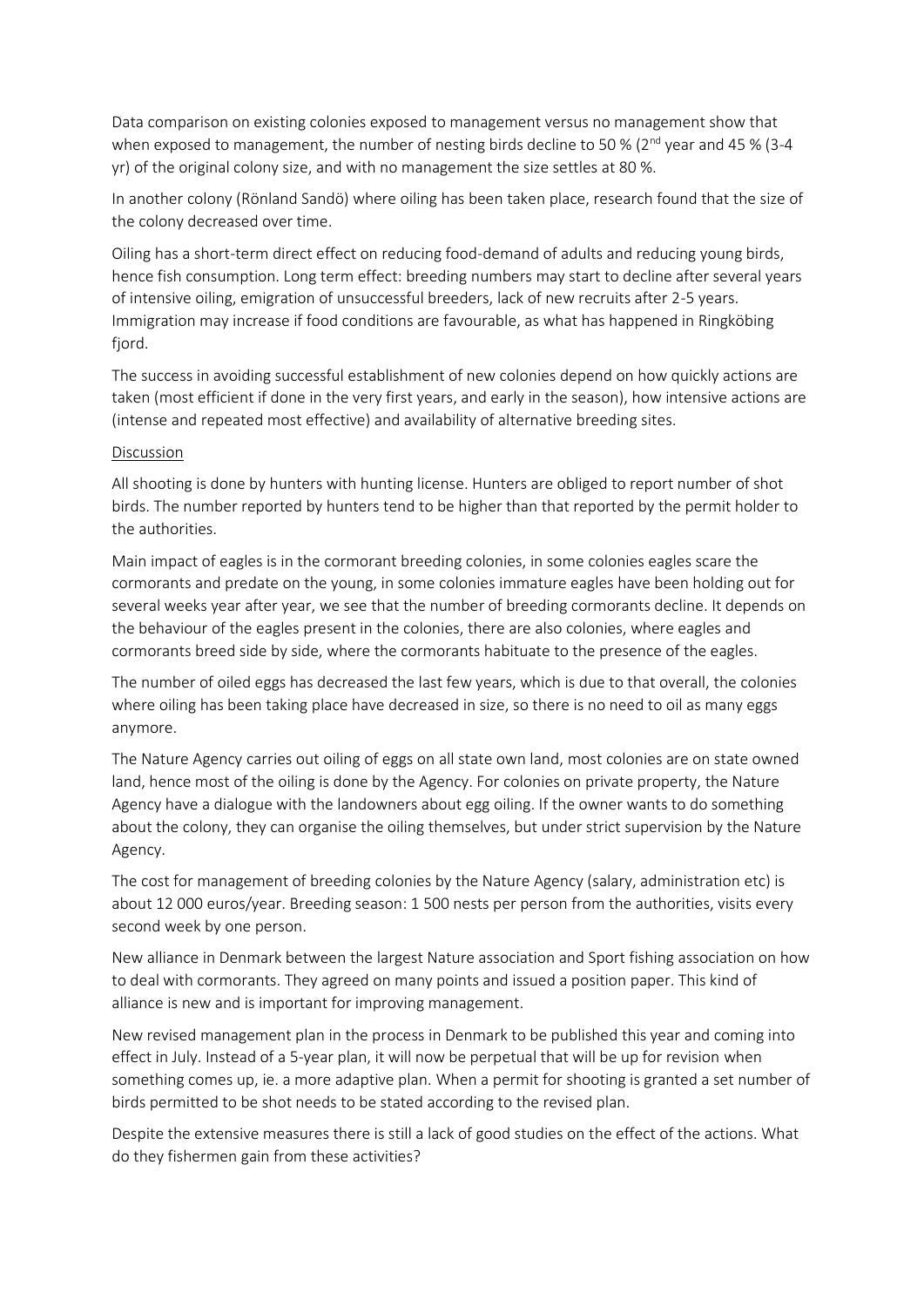Data comparison on existing colonies exposed to management versus no management show that when exposed to management, the number of nesting birds decline to 50 % (2nd year and 45 % (3-4 yr) of the original colony size, and with no management the size settles at 80 %.

In another colony (Rönland Sandö) where oiling has been taken place, research found that the size of the colony decreased over time.

Oiling has a short-term direct effect on reducing food-demand of adults and reducing young birds, hence fish consumption. Long term effect: breeding numbers may start to decline after several years of intensive oiling, emigration of unsuccessful breeders, lack of new recruits after 2-5 years. Immigration may increase if food conditions are favourable, as what has happened in Ringköbing fjord.

The success in avoiding successful establishment of new colonies depend on how quickly actions are taken (most efficient if done in the very first years, and early in the season), how intensive actions are (intense and repeated most effective) and availability of alternative breeding sites.

Discussion

All shooting is done by hunters with hunting license. Hunters are obliged to report number of shot birds. The number reported by hunters tend to be higher than that reported by the permit holder to the authorities.

Main impact of eagles is in the cormorant breeding colonies, in some colonies eagles scare the cormorants and predate on the young, in some colonies immature eagles have been holding out for several weeks year after year, we see that the number of breeding cormorants decline. It depends on the behaviour of the eagles present in the colonies, there are also colonies, where eagles and cormorants breed side by side, where the cormorants habituate to the presence of the eagles.

The number of oiled eggs has decreased the last few years, which is due to that overall, the colonies where oiling has been taking place have decreased in size, so there is no need to oil as many eggs anymore.

The Nature Agency carries out oiling of eggs on all state own land, most colonies are on state owned land, hence most of the oiling is done by the Agency. For colonies on private property, the Nature Agency have a dialogue with the landowners about egg oiling. If the owner wants to do something about the colony, they can organise the oiling themselves, but under strict supervision by the Nature Agency.

The cost for management of breeding colonies by the Nature Agency (salary, administration etc) is about 12 000 euros/year. Breeding season: 1 500 nests per person from the authorities, visits every second week by one person.

New alliance in Denmark between the largest Nature association and Sport fishing association on how to deal with cormorants. They agreed on many points and issued a position paper. This kind of alliance is new and is important for improving management.

New revised management plan in the process in Denmark to be published this year and coming into effect in July. Instead of a 5-year plan, it will now be perpetual that will be up for revision when something comes up, ie. a more adaptive plan. When a permit for shooting is granted a set number of birds permitted to be shot needs to be stated according to the revised plan.

Despite the extensive measures there is still a lack of good studies on the effect of the actions. What do they fishermen gain from these activities?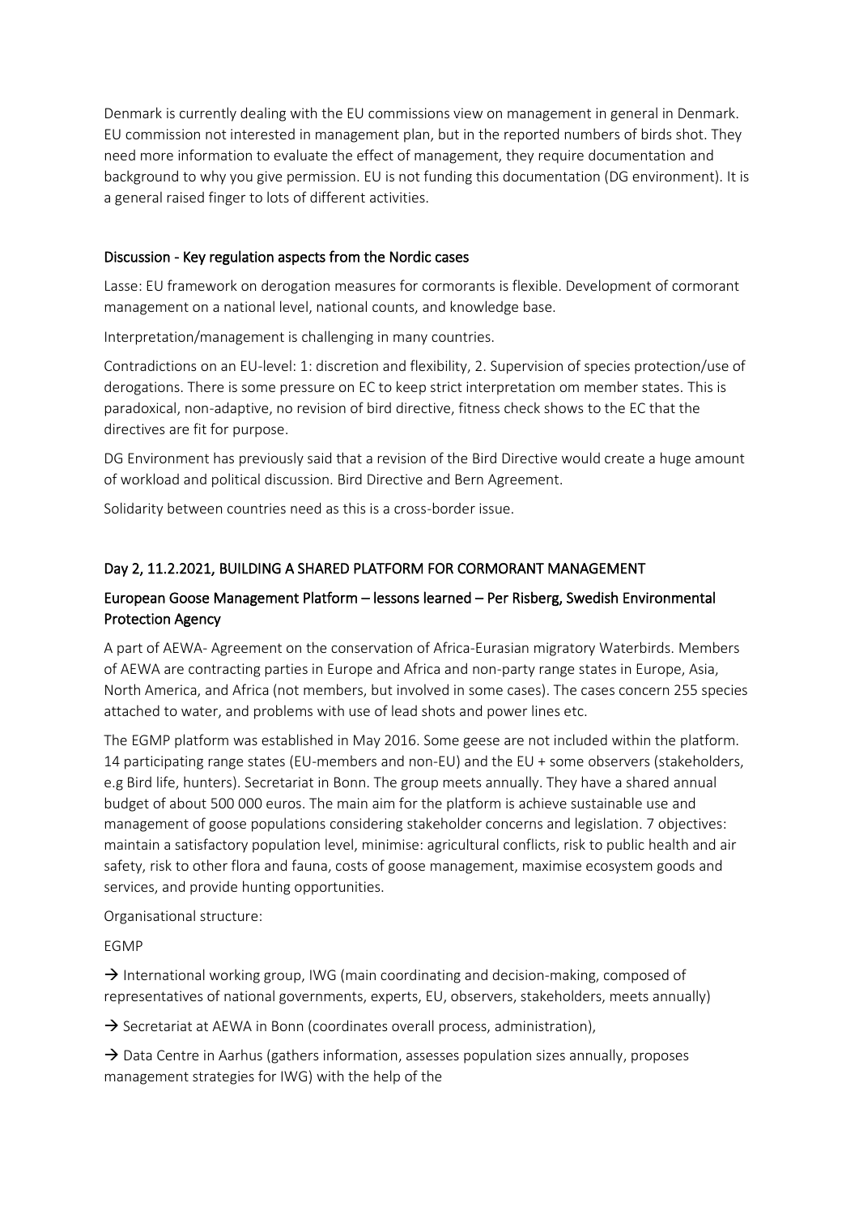Denmark is currently dealing with the EU commissions view on management in general in Denmark. EU commission not interested in management plan, but in the reported numbers of birds shot. They need more information to evaluate the effect of management, they require documentation and background to why you give permission. EU is not funding this documentation (DG environment). It is a general raised finger to lots of different activities.

### Discussion - Key regulation aspects from the Nordic cases

Lasse: EU framework on derogation measures for cormorants is flexible. Development of cormorant management on a national level, national counts, and knowledge base.

Interpretation/management is challenging in many countries.

Contradictions on an EU-level: 1: discretion and flexibility, 2. Supervision of species protection/use of derogations. There is some pressure on EC to keep strict interpretation om member states. This is paradoxical, non-adaptive, no revision of bird directive, fitness check shows to the EC that the directives are fit for purpose.

DG Environment has previously said that a revision of the Bird Directive would create a huge amount of workload and political discussion. Bird Directive and Bern Agreement.

Solidarity between countries need as this is a cross-border issue.

## Day 2, 11.2.2021, BUILDING A SHARED PLATFORM FOR CORMORANT MANAGEMENT

### European Goose Management Platform – lessons learned – Per Risberg, Swedish Environmental Protection Agency

A part of AEWA- Agreement on the conservation of Africa-Eurasian migratory Waterbirds. Members of AEWA are contracting parties in Europe and Africa and non-party range states in Europe, Asia, North America, and Africa (not members, but involved in some cases). The cases concern 255 species attached to water, and problems with use of lead shots and power lines etc.

The EGMP platform was established in May 2016. Some geese are not included within the platform. 14 participating range states (EU-members and non-EU) and the EU + some observers (stakeholders, e.g Bird life, hunters). Secretariat in Bonn. The group meets annually. They have a shared annual budget of about 500 000 euros. The main aim for the platform is achieve sustainable use and management of goose populations considering stakeholder concerns and legislation. 7 objectives: maintain a satisfactory population level, minimise: agricultural conflicts, risk to public health and air safety, risk to other flora and fauna, costs of goose management, maximise ecosystem goods and services, and provide hunting opportunities.

Organisational structure:

EGMP

→ International working group, IWG (main coordinating and decision-making, composed of representatives of national governments, experts, EU, observers, stakeholders, meets annually)

→ Secretariat at AEWA in Bonn (coordinates overall process, administration),

→ Data Centre in Aarhus (gathers information, assesses population sizes annually, proposes management strategies for IWG) with the help of the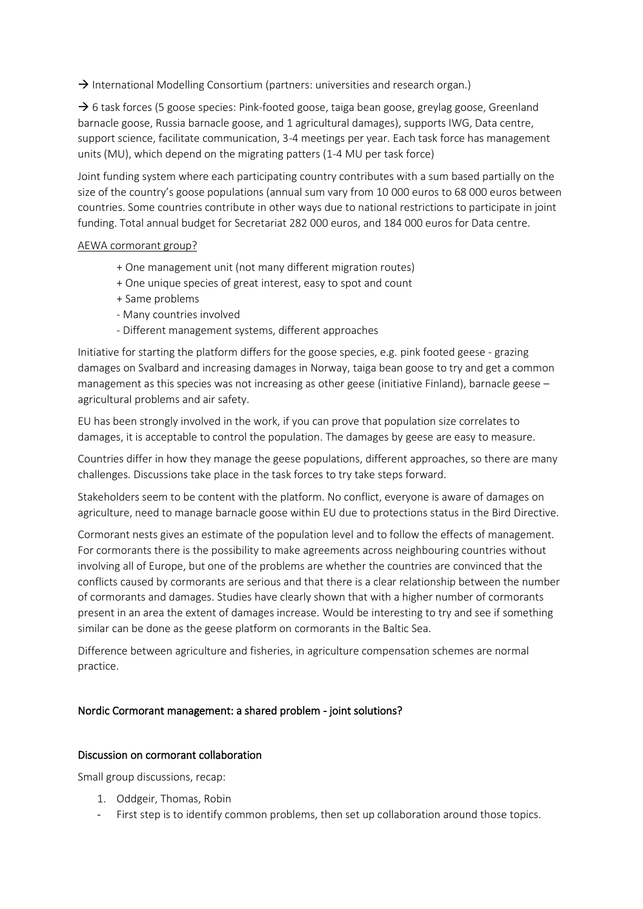→ International Modelling Consortium (partners: universities and research organ.)

→ 6 task forces (5 goose species: Pink-footed goose, taiga bean goose, greylag goose, Greenland barnacle goose, Russia barnacle goose, and 1 agricultural damages), supports IWG, Data centre, support science, facilitate communication, 3-4 meetings per year. Each task force has management units (MU), which depend on the migrating patters (1-4 MU per task force)

Joint funding system where each participating country contributes with a sum based partially on the size of the country's goose populations (annual sum vary from 10 000 euros to 68 000 euros between countries. Some countries contribute in other ways due to national restrictions to participate in joint funding. Total annual budget for Secretariat 282 000 euros, and 184 000 euros for Data centre.

<u>AEWA cormorant group?</u>

+ One management unit (not many different migration routes)
+ One unique species of great interest, easy to spot and count
+ Same problems
- Many countries involved
- Different management systems, different approaches

Initiative for starting the platform differs for the goose species, e.g. pink footed geese - grazing damages on Svalbard and increasing damages in Norway, taiga bean goose to try and get a common management as this species was not increasing as other geese (initiative Finland), barnacle geese – agricultural problems and air safety.

EU has been strongly involved in the work, if you can prove that population size correlates to damages, it is acceptable to control the population. The damages by geese are easy to measure.

Countries differ in how they manage the geese populations, different approaches, so there are many challenges. Discussions take place in the task forces to try take steps forward.

Stakeholders seem to be content with the platform. No conflict, everyone is aware of damages on agriculture, need to manage barnacle goose within EU due to protections status in the Bird Directive.

Cormorant nests gives an estimate of the population level and to follow the effects of management. For cormorants there is the possibility to make agreements across neighbouring countries without involving all of Europe, but one of the problems are whether the countries are convinced that the conflicts caused by cormorants are serious and that there is a clear relationship between the number of cormorants and damages. Studies have clearly shown that with a higher number of cormorants present in an area the extent of damages increase. Would be interesting to try and see if something similar can be done as the geese platform on cormorants in the Baltic Sea.

Difference between agriculture and fisheries, in agriculture compensation schemes are normal practice.

## Nordic Cormorant management: a shared problem - joint solutions?

### Discussion on cormorant collaboration

Small group discussions, recap:

1. Oddgeir, Thomas, Robin

- First step is to identify common problems, then set up collaboration around those topics.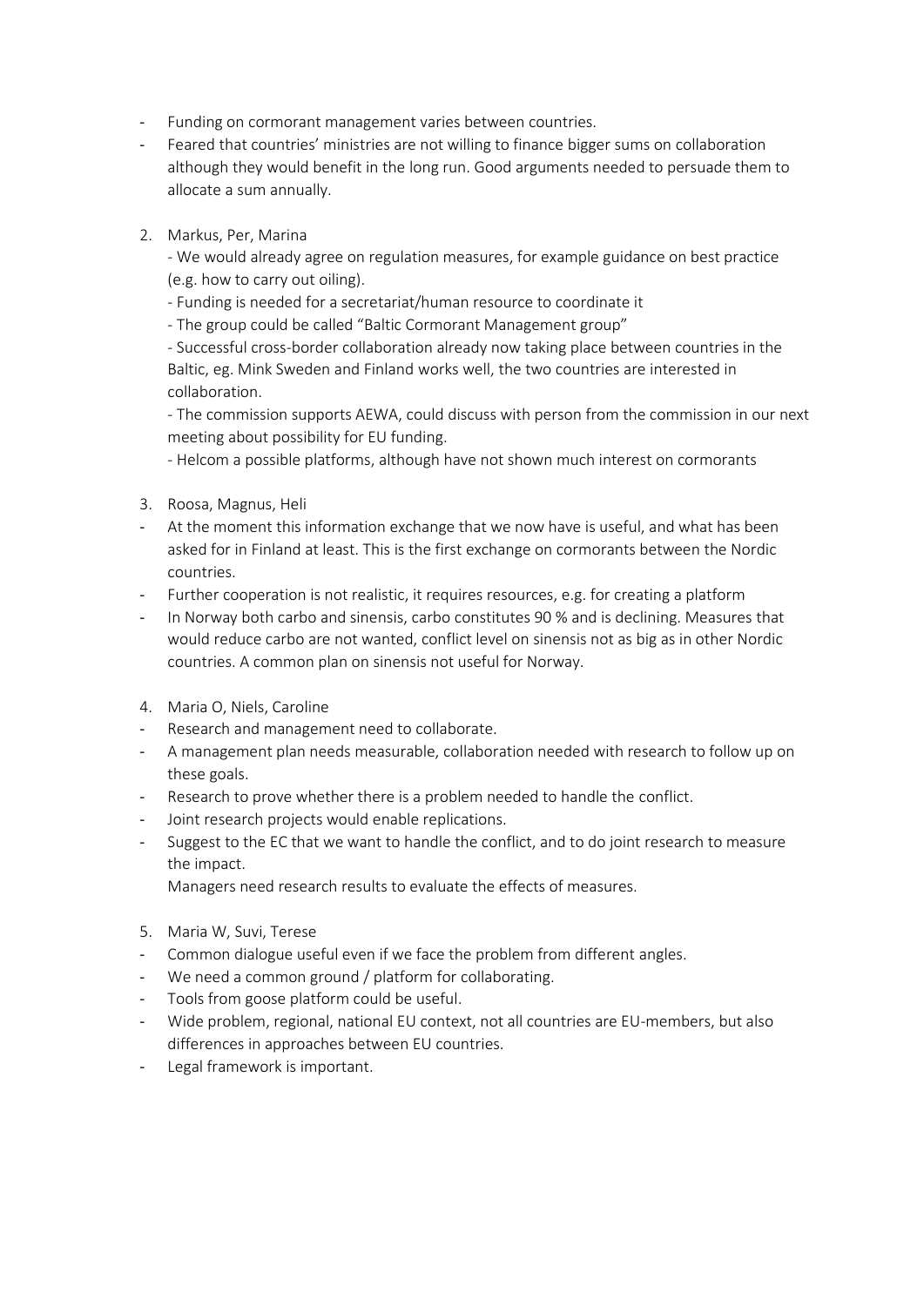- Funding on cormorant management varies between countries.
- Feared that countries' ministries are not willing to finance bigger sums on collaboration although they would benefit in the long run. Good arguments needed to persuade them to allocate a sum annually.

2. Markus, Per, Marina

   - We would already agree on regulation measures, for example guidance on best practice (e.g. how to carry out oiling).
   - Funding is needed for a secretariat/human resource to coordinate it
   - The group could be called "Baltic Cormorant Management group"
   - Successful cross-border collaboration already now taking place between countries in the Baltic, eg. Mink Sweden and Finland works well, the two countries are interested in collaboration.
   - The commission supports AEWA, could discuss with person from the commission in our next meeting about possibility for EU funding.
   - Helcom a possible platforms, although have not shown much interest on cormorants

3. Roosa, Magnus, Heli

- At the moment this information exchange that we now have is useful, and what has been asked for in Finland at least. This is the first exchange on cormorants between the Nordic countries.
- Further cooperation is not realistic, it requires resources, e.g. for creating a platform
- In Norway both carbo and sinensis, carbo constitutes 90 % and is declining. Measures that would reduce carbo are not wanted, conflict level on sinensis not as big as in other Nordic countries. A common plan on sinensis not useful for Norway.

4. Maria O, Niels, Caroline

- Research and management need to collaborate.
- A management plan needs measurable, collaboration needed with research to follow up on these goals.
- Research to prove whether there is a problem needed to handle the conflict.
- Joint research projects would enable replications.
- Suggest to the EC that we want to handle the conflict, and to do joint research to measure the impact.

  Managers need research results to evaluate the effects of measures.

5. Maria W, Suvi, Terese

- Common dialogue useful even if we face the problem from different angles.
- We need a common ground / platform for collaborating.
- Tools from goose platform could be useful.
- Wide problem, regional, national EU context, not all countries are EU-members, but also differences in approaches between EU countries.
- Legal framework is important.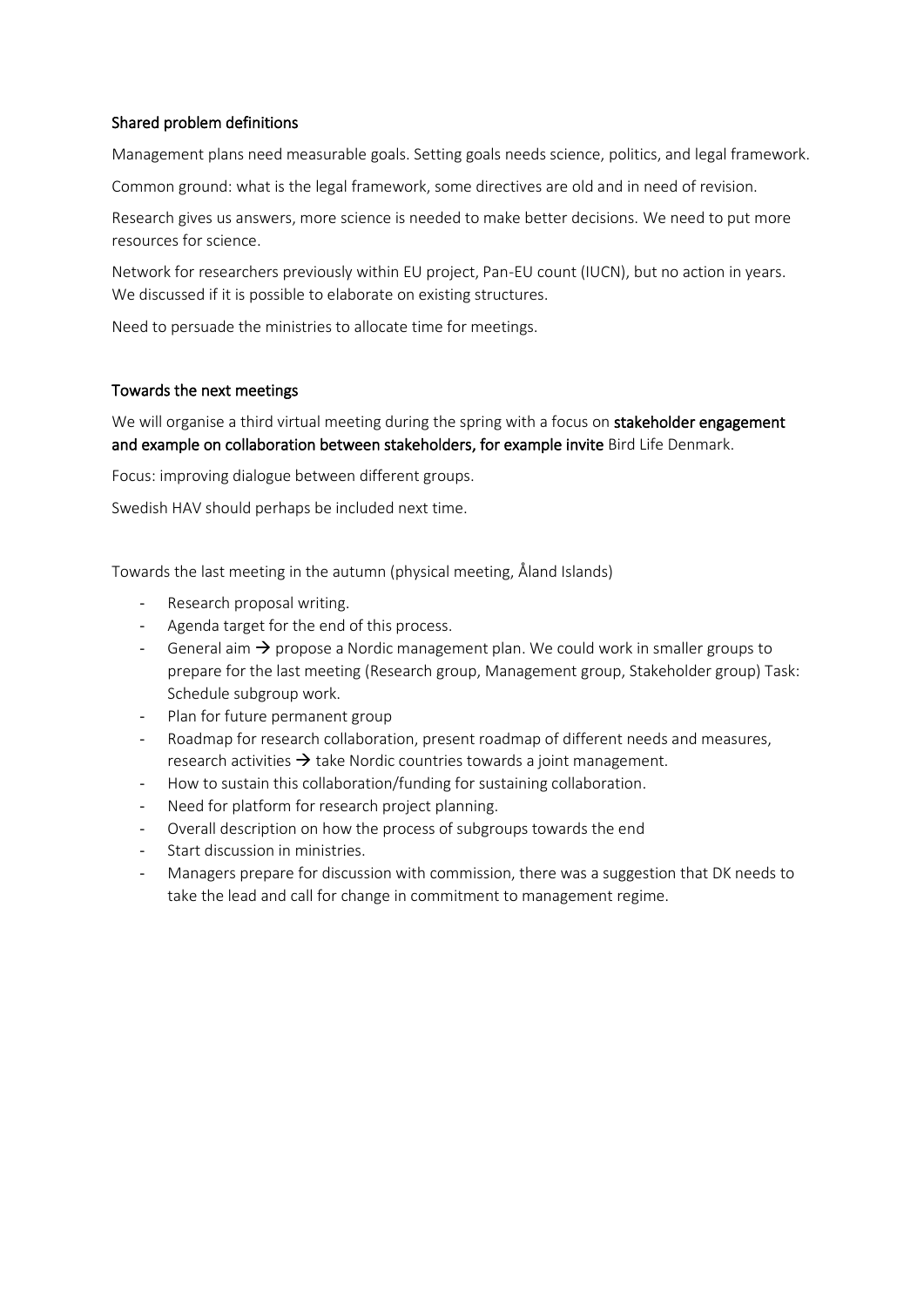## Shared problem definitions

Management plans need measurable goals. Setting goals needs science, politics, and legal framework.

Common ground: what is the legal framework, some directives are old and in need of revision.

Research gives us answers, more science is needed to make better decisions. We need to put more resources for science.

Network for researchers previously within EU project, Pan-EU count (IUCN), but no action in years. We discussed if it is possible to elaborate on existing structures.

Need to persuade the ministries to allocate time for meetings.

## Towards the next meetings

We will organise a third virtual meeting during the spring with a focus on **stakeholder engagement and example on collaboration between stakeholders, for example invite** Bird Life Denmark.

Focus: improving dialogue between different groups.

Swedish HAV should perhaps be included next time.

Towards the last meeting in the autumn (physical meeting, Åland Islands)

- Research proposal writing.
- Agenda target for the end of this process.
- General aim → propose a Nordic management plan. We could work in smaller groups to prepare for the last meeting (Research group, Management group, Stakeholder group) Task: Schedule subgroup work.
- Plan for future permanent group
- Roadmap for research collaboration, present roadmap of different needs and measures, research activities → take Nordic countries towards a joint management.
- How to sustain this collaboration/funding for sustaining collaboration.
- Need for platform for research project planning.
- Overall description on how the process of subgroups towards the end
- Start discussion in ministries.
- Managers prepare for discussion with commission, there was a suggestion that DK needs to take the lead and call for change in commitment to management regime.